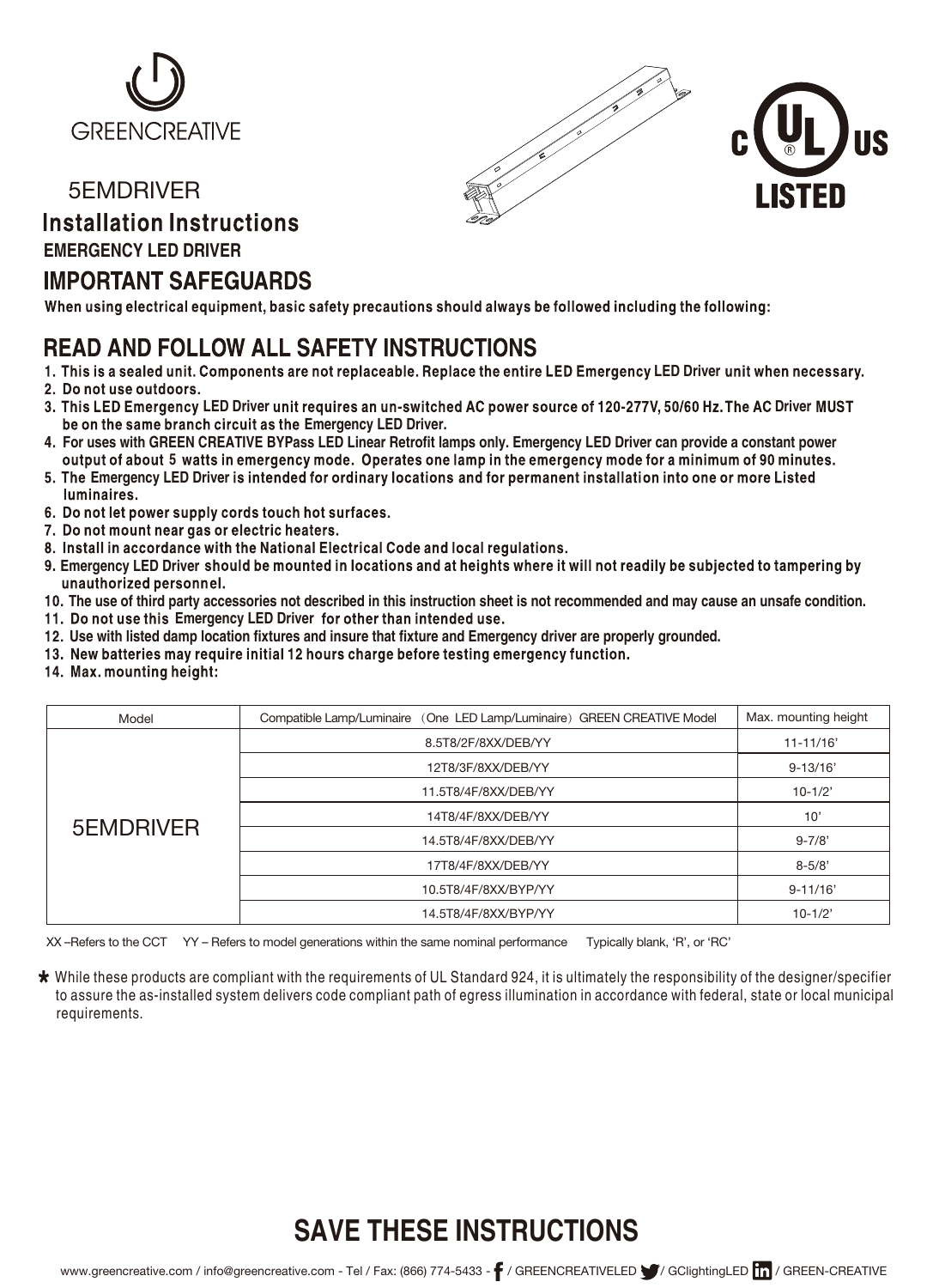GREENCREATIVE

5EMDRIVER

# Installation Instructions

**EMERGENCY LED DRIVER**

## IMPORTANT SAFEGUARDS

**When using electrical equipment, basic safety precautions should always be followed including the following:**

## READ AND FOLLOW ALL SAFETY INSTRUCTIONS

1. **This is a sealed unit. Components are not replaceable. Replace the entire LED Emergency LED Driver unit when necessary.**
2. **Do not use outdoors.**
3. **This LED Emergency LED Driver unit requires an un-switched AC power source of 120-277V, 50/60 Hz. The AC Driver MUST be on the same branch circuit as the Emergency LED Driver.**
4. **For uses with GREEN CREATIVE BYPass LED Linear Retrofit lamps only. Emergency LED Driver can provide a constant power output of about 5 watts in emergency mode. Operates one lamp in the emergency mode for a minimum of 90 minutes.**
5. **The Emergency LED Driver is intended for ordinary locations and for permanent installation into one or more Listed luminaires.**
6. **Do not let power supply cords touch hot surfaces.**
7. **Do not mount near gas or electric heaters.**
8. **Install in accordance with the National Electrical Code and local regulations.**
9. **Emergency LED Driver should be mounted in locations and at heights where it will not readily be subjected to tampering by unauthorized personnel.**
10. **The use of third party accessories not described in this instruction sheet is not recommended and may cause an unsafe condition.**
11. **Do not use this Emergency LED Driver for other than intended use.**
12. **Use with listed damp location fixtures and insure that fixture and Emergency driver are properly grounded.**
13. **New batteries may require initial 12 hours charge before testing emergency function.**
14. **Max. mounting height:**

| Model | Compatible Lamp/Luminaire （One LED Lamp/Luminaire）GREEN CREATIVE Model | Max. mounting height |
|---|---|---|
| 5EMDRIVER | 8.5T8/2F/8XX/DEB/YY | 11-11/16’ |
| | 12T8/3F/8XX/DEB/YY | 9-13/16’ |
| | 11.5T8/4F/8XX/DEB/YY | 10-1/2’ |
| | 14T8/4F/8XX/DEB/YY | 10’ |
| | 14.5T8/4F/8XX/DEB/YY | 9-7/8’ |
| | 17T8/4F/8XX/DEB/YY | 8-5/8’ |
| | 10.5T8/4F/8XX/BYP/YY | 9-11/16’ |
| | 14.5T8/4F/8XX/BYP/YY | 10-1/2’ |

XX –Refers to the CCT YY – Refers to model generations within the same nominal performance Typically blank, ‘R’, or ‘RC’

* While these products are compliant with the requirements of UL Standard 924, it is ultimately the responsibility of the designer/specifier to assure the as-installed system delivers code compliant path of egress illumination in accordance with federal, state or local municipal requirements.

## SAVE THESE INSTRUCTIONS

www.greencreative.com / info@greencreative.com - Tel / Fax: (866) 774-5433 - / GREENCREATIVELED / GClightingLED / GREEN-CREATIVE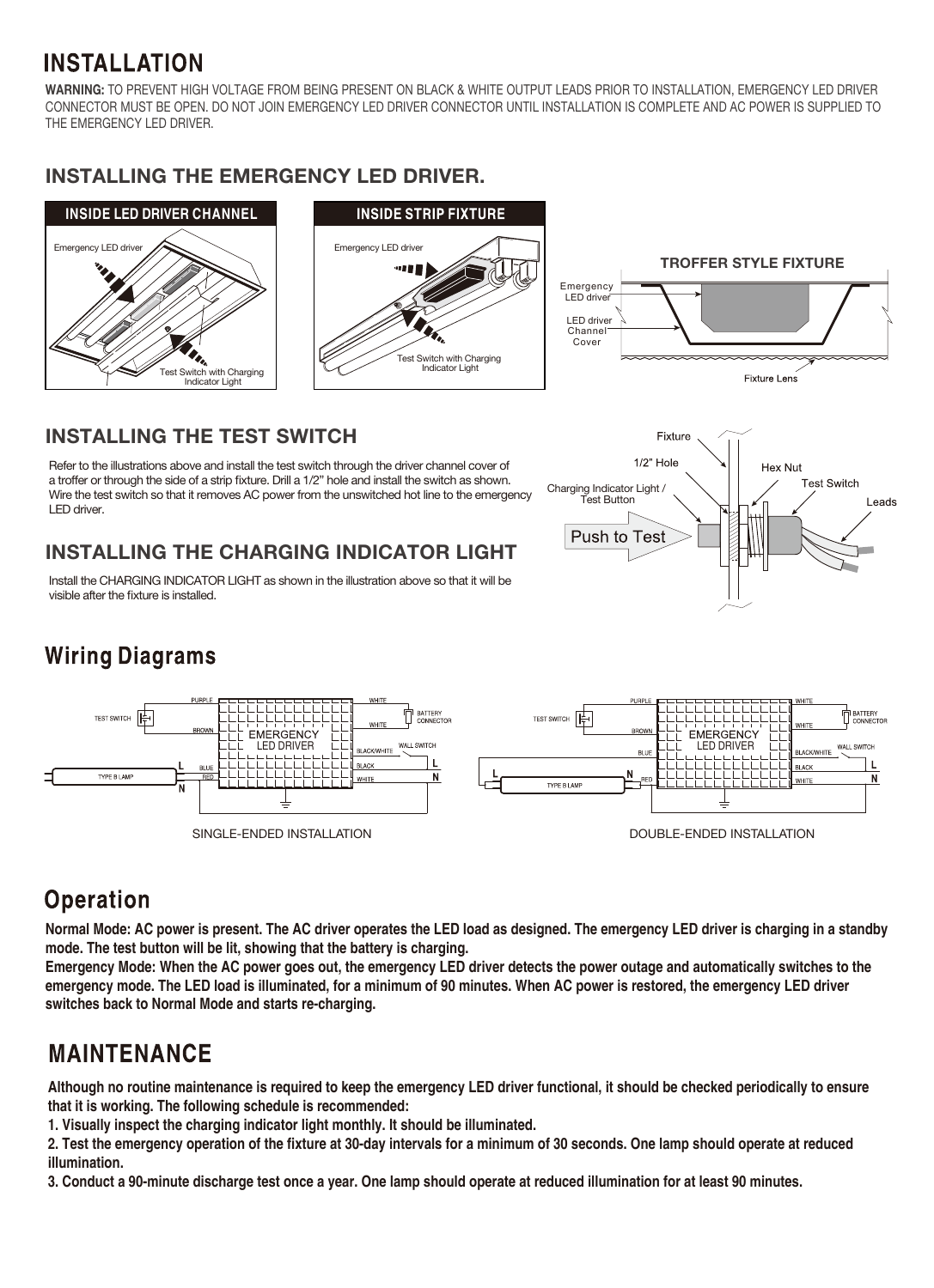# INSTALLATION

**WARNING:** TO PREVENT HIGH VOLTAGE FROM BEING PRESENT ON BLACK & WHITE OUTPUT LEADS PRIOR TO INSTALLATION, EMERGENCY LED DRIVER CONNECTOR MUST BE OPEN. DO NOT JOIN EMERGENCY LED DRIVER CONNECTOR UNTIL INSTALLATION IS COMPLETE AND AC POWER IS SUPPLIED TO THE EMERGENCY LED DRIVER.

## INSTALLING THE EMERGENCY LED DRIVER.

INSIDE LED DRIVER CHANNEL

Emergency LED driver

Test Switch with Charging Indicator Light

INSIDE STRIP FIXTURE

Emergency LED driver

Test Switch with Charging Indicator Light

TROFFER STYLE FIXTURE

Emergency LED driver

LED driver Channel Cover

Fixture Lens

## INSTALLING THE TEST SWITCH

Refer to the illustrations above and install the test switch through the driver channel cover of a troffer or through the side of a strip fixture. Drill a 1/2" hole and install the switch as shown. Wire the test switch so that it removes AC power from the unswitched hot line to the emergency LED driver.

Fixture

1/2" Hole

Hex Nut

Test Switch

Charging Indicator Light / Test Button

Leads

Push to Test

## INSTALLING THE CHARGING INDICATOR LIGHT

Install the CHARGING INDICATOR LIGHT as shown in the illustration above so that it will be visible after the fixture is installed.

# Wiring Diagrams

TEST SWITCH, PURPLE, BROWN, BLUE, RED, EMERGENCY LED DRIVER, WHITE, BATTERY CONNECTOR, WHITE, BLACK/WHITE, WALL SWITCH, BLACK, WHITE, L, N, TYPE B LAMP

SINGLE-ENDED INSTALLATION

TEST SWITCH, PURPLE, BROWN, BLUE, RED, EMERGENCY LED DRIVER, WHITE, BATTERY CONNECTOR, WHITE, BLACK/WHITE, WALL SWITCH, BLACK, WHITE, L, N, TYPE B LAMP

DOUBLE-ENDED INSTALLATION

# Operation

**Normal Mode: AC power is present. The AC driver operates the LED load as designed. The emergency LED driver is charging in a standby mode. The test button will be lit, showing that the battery is charging.**

**Emergency Mode: When the AC power goes out, the emergency LED driver detects the power outage and automatically switches to the emergency mode. The LED load is illuminated, for a minimum of 90 minutes. When AC power is restored, the emergency LED driver switches back to Normal Mode and starts re-charging.**

# MAINTENANCE

**Although no routine maintenance is required to keep the emergency LED driver functional, it should be checked periodically to ensure that it is working. The following schedule is recommended:**

**1. Visually inspect the charging indicator light monthly. It should be illuminated.**

**2. Test the emergency operation of the fixture at 30-day intervals for a minimum of 30 seconds. One lamp should operate at reduced illumination.**

**3. Conduct a 90-minute discharge test once a year. One lamp should operate at reduced illumination for at least 90 minutes.**